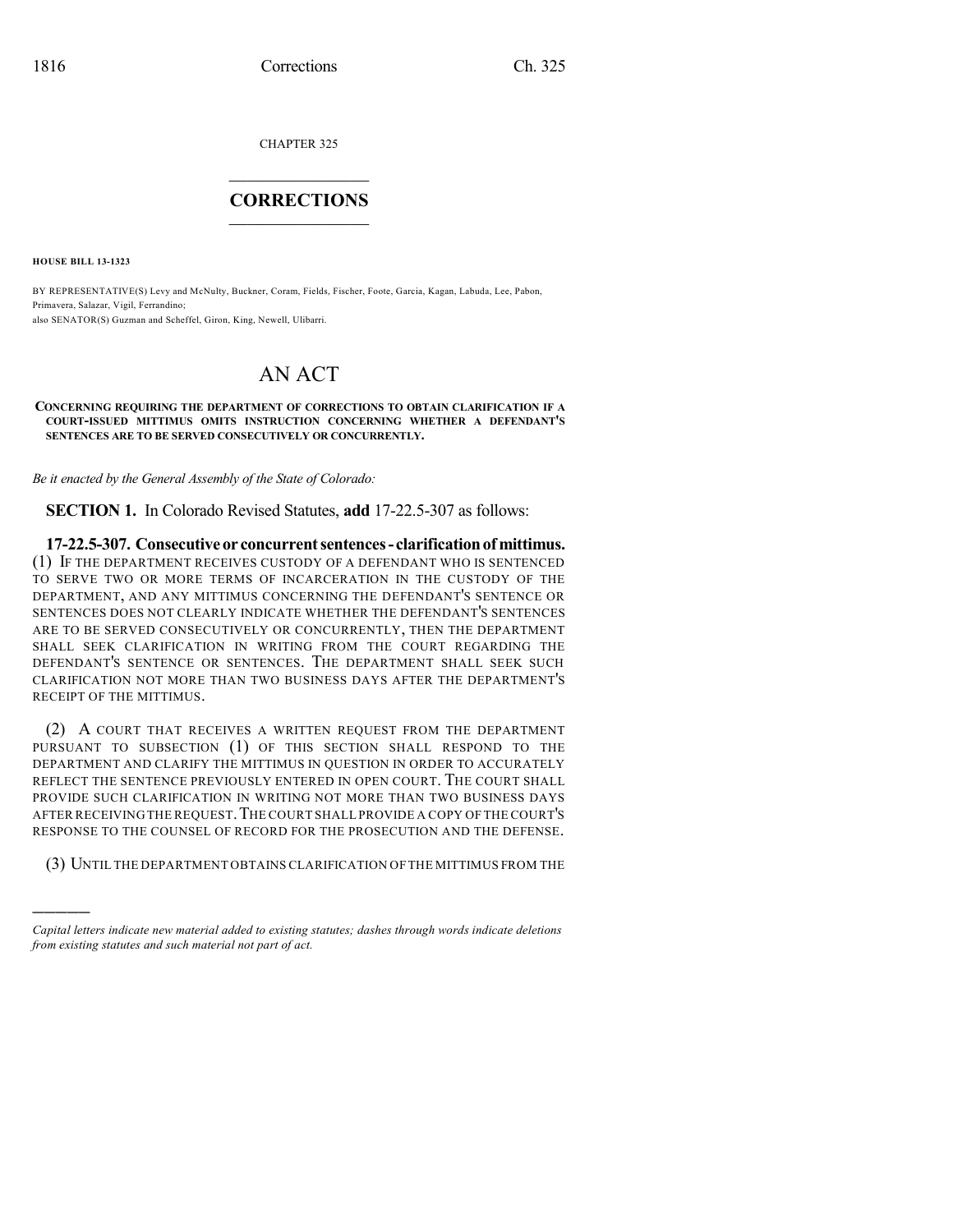CHAPTER 325

# CORRECTIONS

**HOUSE BILL 13-1323**

BY REPRESENTATIVE(S) Levy and McNulty, Buckner, Coram, Fields, Fischer, Foote, Garcia, Kagan, Labuda, Lee, Pabon, Primavera, Salazar, Vigil, Ferrandino;
also SENATOR(S) Guzman and Scheffel, Giron, King, Newell, Ulibarri.

# AN ACT

**CONCERNING REQUIRING THE DEPARTMENT OF CORRECTIONS TO OBTAIN CLARIFICATION IF A COURT-ISSUED MITTIMUS OMITS INSTRUCTION CONCERNING WHETHER A DEFENDANT'S SENTENCES ARE TO BE SERVED CONSECUTIVELY OR CONCURRENTLY.**

*Be it enacted by the General Assembly of the State of Colorado:*

**SECTION 1.** In Colorado Revised Statutes, **add** 17-22.5-307 as follows:

**17-22.5-307. Consecutive or concurrent sentences - clarification of mittimus.** (1) IF THE DEPARTMENT RECEIVES CUSTODY OF A DEFENDANT WHO IS SENTENCED TO SERVE TWO OR MORE TERMS OF INCARCERATION IN THE CUSTODY OF THE DEPARTMENT, AND ANY MITTIMUS CONCERNING THE DEFENDANT'S SENTENCE OR SENTENCES DOES NOT CLEARLY INDICATE WHETHER THE DEFENDANT'S SENTENCES ARE TO BE SERVED CONSECUTIVELY OR CONCURRENTLY, THEN THE DEPARTMENT SHALL SEEK CLARIFICATION IN WRITING FROM THE COURT REGARDING THE DEFENDANT'S SENTENCE OR SENTENCES. THE DEPARTMENT SHALL SEEK SUCH CLARIFICATION NOT MORE THAN TWO BUSINESS DAYS AFTER THE DEPARTMENT'S RECEIPT OF THE MITTIMUS.

(2) A COURT THAT RECEIVES A WRITTEN REQUEST FROM THE DEPARTMENT PURSUANT TO SUBSECTION (1) OF THIS SECTION SHALL RESPOND TO THE DEPARTMENT AND CLARIFY THE MITTIMUS IN QUESTION IN ORDER TO ACCURATELY REFLECT THE SENTENCE PREVIOUSLY ENTERED IN OPEN COURT. THE COURT SHALL PROVIDE SUCH CLARIFICATION IN WRITING NOT MORE THAN TWO BUSINESS DAYS AFTER RECEIVING THE REQUEST. THE COURT SHALL PROVIDE A COPY OF THE COURT'S RESPONSE TO THE COUNSEL OF RECORD FOR THE PROSECUTION AND THE DEFENSE.

(3) UNTIL THE DEPARTMENT OBTAINS CLARIFICATION OF THE MITTIMUS FROM THE

*Capital letters indicate new material added to existing statutes; dashes through words indicate deletions from existing statutes and such material not part of act.*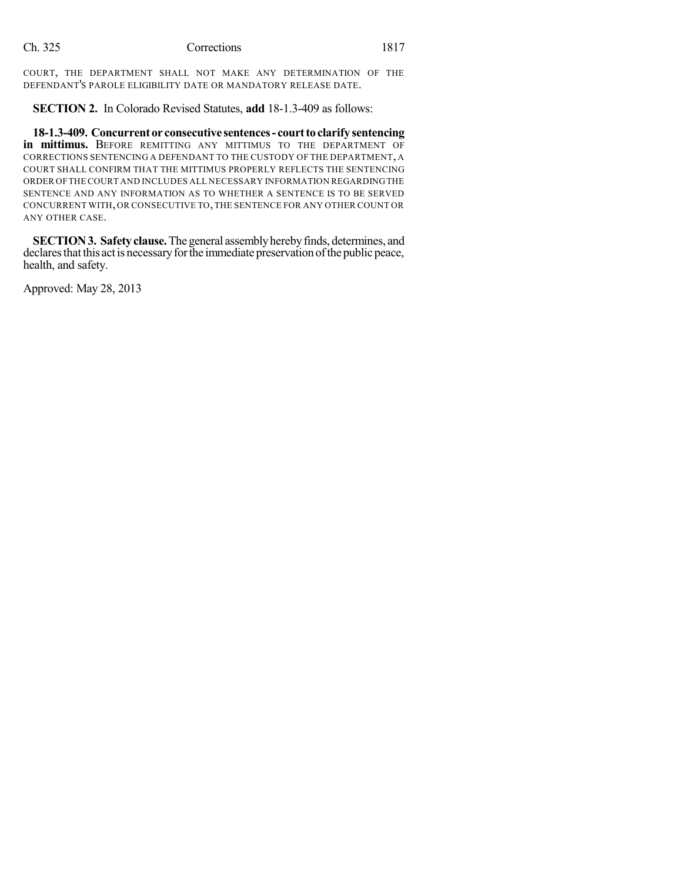COURT, THE DEPARTMENT SHALL NOT MAKE ANY DETERMINATION OF THE DEFENDANT'S PAROLE ELIGIBILITY DATE OR MANDATORY RELEASE DATE.

**SECTION 2.** In Colorado Revised Statutes, **add** 18-1.3-409 as follows:

**18-1.3-409. Concurrent or consecutive sentences - court to clarify sentencing in mittimus.** BEFORE REMITTING ANY MITTIMUS TO THE DEPARTMENT OF CORRECTIONS SENTENCING A DEFENDANT TO THE CUSTODY OF THE DEPARTMENT, A COURT SHALL CONFIRM THAT THE MITTIMUS PROPERLY REFLECTS THE SENTENCING ORDER OF THE COURT AND INCLUDES ALL NECESSARY INFORMATION REGARDING THE SENTENCE AND ANY INFORMATION AS TO WHETHER A SENTENCE IS TO BE SERVED CONCURRENT WITH, OR CONSECUTIVE TO, THE SENTENCE FOR ANY OTHER COUNT OR ANY OTHER CASE.

**SECTION 3. Safety clause.** The general assembly hereby finds, determines, and declares that this act is necessary for the immediate preservation of the public peace, health, and safety.

Approved: May 28, 2013